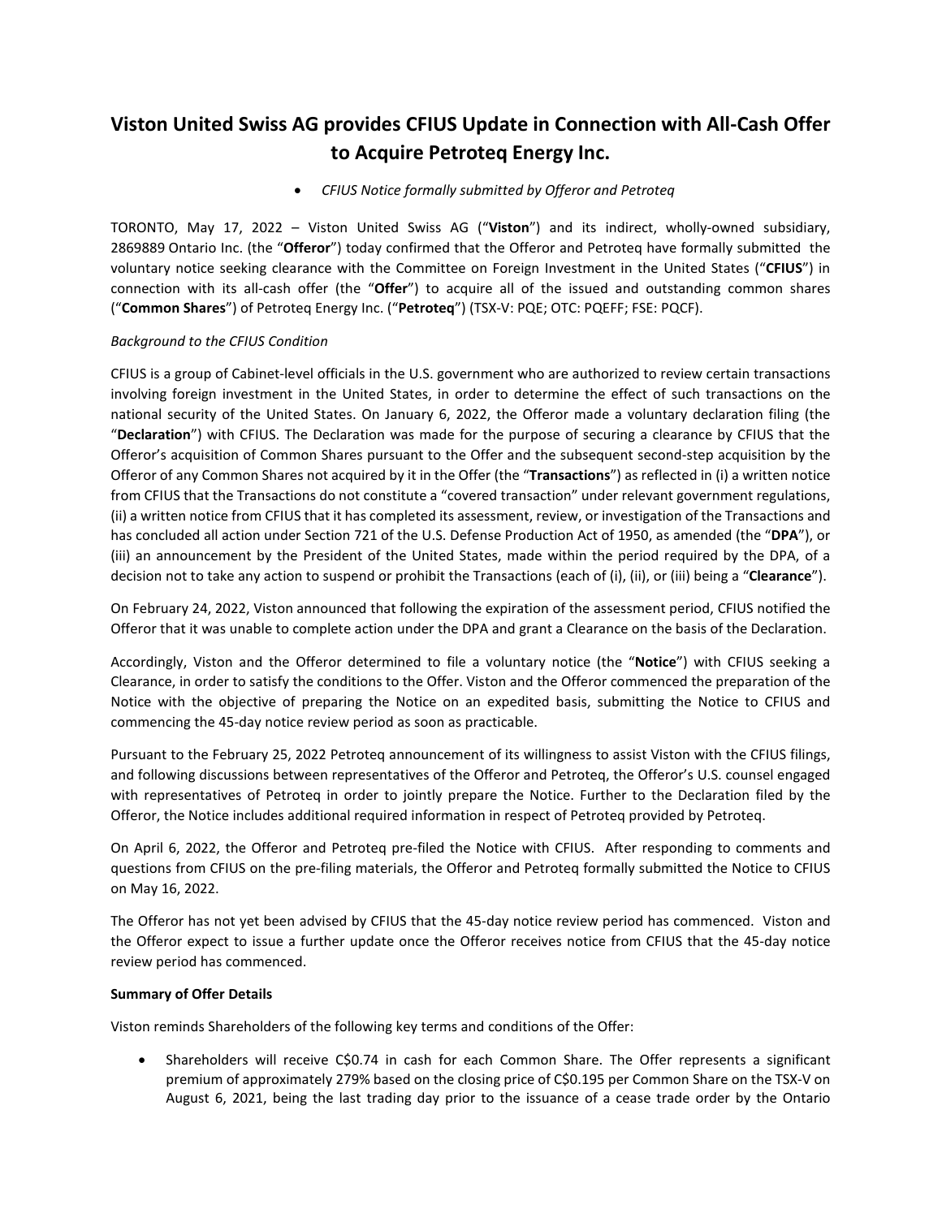# Viston United Swiss AG provides CFIUS Update in Connection with All-Cash Offer to Acquire Petroteq Energy Inc.

- *CFIUS Notice formally submitted by Offeror and Petroteq*

TORONTO, May 17, 2022 – Viston United Swiss AG ("**Viston**") and its indirect, wholly-owned subsidiary, 2869889 Ontario Inc. (the "**Offeror**") today confirmed that the Offeror and Petroteq have formally submitted the voluntary notice seeking clearance with the Committee on Foreign Investment in the United States ("**CFIUS**") in connection with its all-cash offer (the "**Offer**") to acquire all of the issued and outstanding common shares ("**Common Shares**") of Petroteq Energy Inc. ("**Petroteq**") (TSX-V: PQE; OTC: PQEFF; FSE: PQCF).

*Background to the CFIUS Condition*

CFIUS is a group of Cabinet-level officials in the U.S. government who are authorized to review certain transactions involving foreign investment in the United States, in order to determine the effect of such transactions on the national security of the United States. On January 6, 2022, the Offeror made a voluntary declaration filing (the "**Declaration**") with CFIUS. The Declaration was made for the purpose of securing a clearance by CFIUS that the Offeror's acquisition of Common Shares pursuant to the Offer and the subsequent second-step acquisition by the Offeror of any Common Shares not acquired by it in the Offer (the "**Transactions**") as reflected in (i) a written notice from CFIUS that the Transactions do not constitute a "covered transaction" under relevant government regulations, (ii) a written notice from CFIUS that it has completed its assessment, review, or investigation of the Transactions and has concluded all action under Section 721 of the U.S. Defense Production Act of 1950, as amended (the "**DPA**"), or (iii) an announcement by the President of the United States, made within the period required by the DPA, of a decision not to take any action to suspend or prohibit the Transactions (each of (i), (ii), or (iii) being a "**Clearance**").

On February 24, 2022, Viston announced that following the expiration of the assessment period, CFIUS notified the Offeror that it was unable to complete action under the DPA and grant a Clearance on the basis of the Declaration.

Accordingly, Viston and the Offeror determined to file a voluntary notice (the "**Notice**") with CFIUS seeking a Clearance, in order to satisfy the conditions to the Offer. Viston and the Offeror commenced the preparation of the Notice with the objective of preparing the Notice on an expedited basis, submitting the Notice to CFIUS and commencing the 45-day notice review period as soon as practicable.

Pursuant to the February 25, 2022 Petroteq announcement of its willingness to assist Viston with the CFIUS filings, and following discussions between representatives of the Offeror and Petroteq, the Offeror's U.S. counsel engaged with representatives of Petroteq in order to jointly prepare the Notice. Further to the Declaration filed by the Offeror, the Notice includes additional required information in respect of Petroteq provided by Petroteq.

On April 6, 2022, the Offeror and Petroteq pre-filed the Notice with CFIUS. After responding to comments and questions from CFIUS on the pre-filing materials, the Offeror and Petroteq formally submitted the Notice to CFIUS on May 16, 2022.

The Offeror has not yet been advised by CFIUS that the 45-day notice review period has commenced. Viston and the Offeror expect to issue a further update once the Offeror receives notice from CFIUS that the 45-day notice review period has commenced.

**Summary of Offer Details**

Viston reminds Shareholders of the following key terms and conditions of the Offer:

- Shareholders will receive C$0.74 in cash for each Common Share. The Offer represents a significant premium of approximately 279% based on the closing price of C$0.195 per Common Share on the TSX-V on August 6, 2021, being the last trading day prior to the issuance of a cease trade order by the Ontario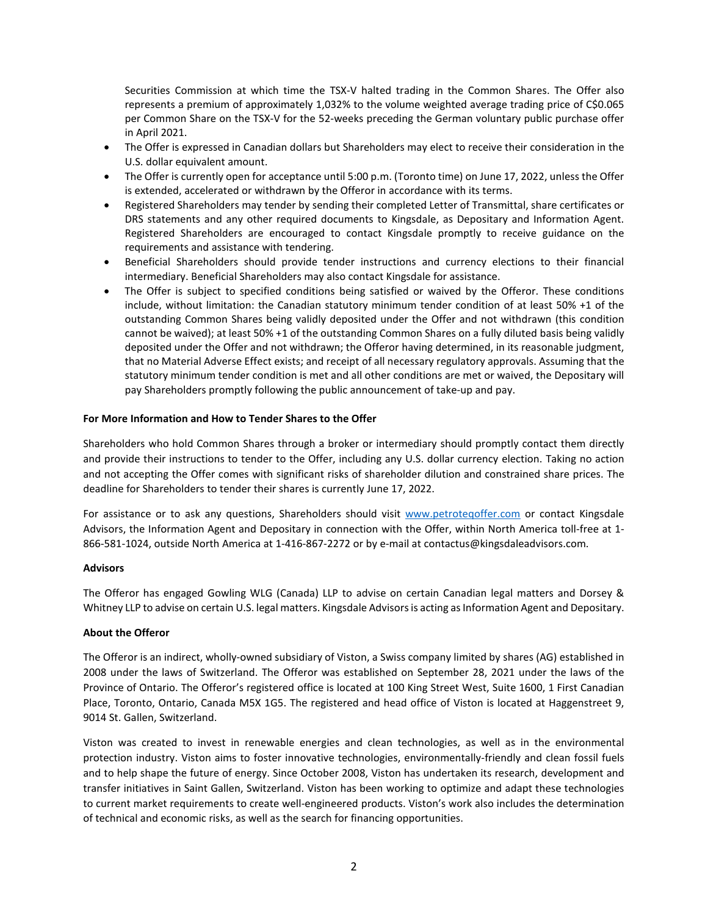Securities Commission at which time the TSX-V halted trading in the Common Shares. The Offer also represents a premium of approximately 1,032% to the volume weighted average trading price of C$0.065 per Common Share on the TSX-V for the 52-weeks preceding the German voluntary public purchase offer in April 2021.

- The Offer is expressed in Canadian dollars but Shareholders may elect to receive their consideration in the U.S. dollar equivalent amount.
- The Offer is currently open for acceptance until 5:00 p.m. (Toronto time) on June 17, 2022, unless the Offer is extended, accelerated or withdrawn by the Offeror in accordance with its terms.
- Registered Shareholders may tender by sending their completed Letter of Transmittal, share certificates or DRS statements and any other required documents to Kingsdale, as Depositary and Information Agent. Registered Shareholders are encouraged to contact Kingsdale promptly to receive guidance on the requirements and assistance with tendering.
- Beneficial Shareholders should provide tender instructions and currency elections to their financial intermediary. Beneficial Shareholders may also contact Kingsdale for assistance.
- The Offer is subject to specified conditions being satisfied or waived by the Offeror. These conditions include, without limitation: the Canadian statutory minimum tender condition of at least 50% +1 of the outstanding Common Shares being validly deposited under the Offer and not withdrawn (this condition cannot be waived); at least 50% +1 of the outstanding Common Shares on a fully diluted basis being validly deposited under the Offer and not withdrawn; the Offeror having determined, in its reasonable judgment, that no Material Adverse Effect exists; and receipt of all necessary regulatory approvals. Assuming that the statutory minimum tender condition is met and all other conditions are met or waived, the Depositary will pay Shareholders promptly following the public announcement of take-up and pay.

**For More Information and How to Tender Shares to the Offer**

Shareholders who hold Common Shares through a broker or intermediary should promptly contact them directly and provide their instructions to tender to the Offer, including any U.S. dollar currency election. Taking no action and not accepting the Offer comes with significant risks of shareholder dilution and constrained share prices. The deadline for Shareholders to tender their shares is currently June 17, 2022.

For assistance or to ask any questions, Shareholders should visit [www.petroteqoffer.com](www.petroteqoffer.com) or contact Kingsdale Advisors, the Information Agent and Depositary in connection with the Offer, within North America toll-free at 1-866-581-1024, outside North America at 1-416-867-2272 or by e-mail at contactus@kingsdaleadvisors.com.

**Advisors**

The Offeror has engaged Gowling WLG (Canada) LLP to advise on certain Canadian legal matters and Dorsey & Whitney LLP to advise on certain U.S. legal matters. Kingsdale Advisors is acting as Information Agent and Depositary.

**About the Offeror**

The Offeror is an indirect, wholly-owned subsidiary of Viston, a Swiss company limited by shares (AG) established in 2008 under the laws of Switzerland. The Offeror was established on September 28, 2021 under the laws of the Province of Ontario. The Offeror's registered office is located at 100 King Street West, Suite 1600, 1 First Canadian Place, Toronto, Ontario, Canada M5X 1G5. The registered and head office of Viston is located at Haggenstreet 9, 9014 St. Gallen, Switzerland.

Viston was created to invest in renewable energies and clean technologies, as well as in the environmental protection industry. Viston aims to foster innovative technologies, environmentally-friendly and clean fossil fuels and to help shape the future of energy. Since October 2008, Viston has undertaken its research, development and transfer initiatives in Saint Gallen, Switzerland. Viston has been working to optimize and adapt these technologies to current market requirements to create well-engineered products. Viston's work also includes the determination of technical and economic risks, as well as the search for financing opportunities.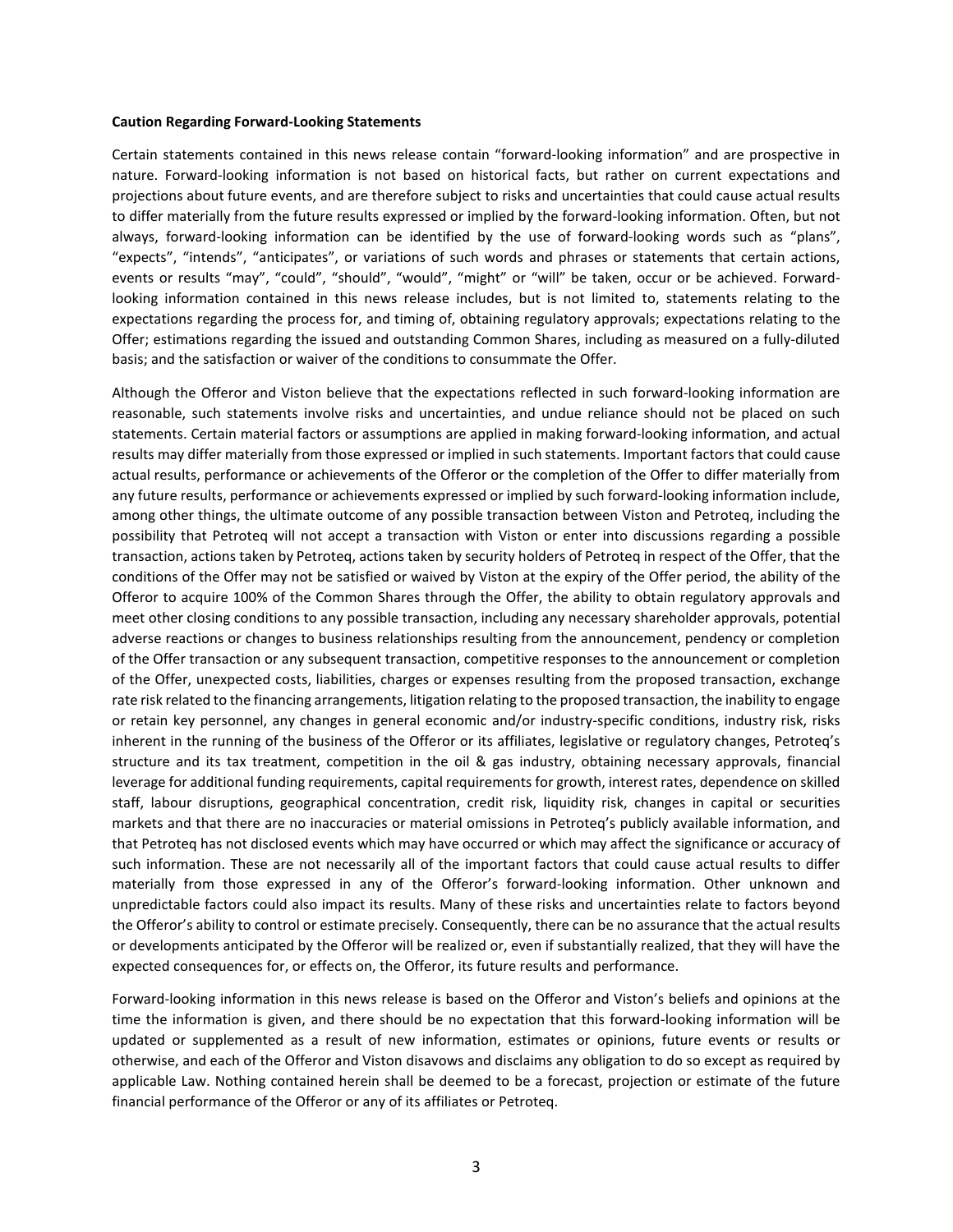**Caution Regarding Forward-Looking Statements**

Certain statements contained in this news release contain "forward-looking information" and are prospective in nature. Forward-looking information is not based on historical facts, but rather on current expectations and projections about future events, and are therefore subject to risks and uncertainties that could cause actual results to differ materially from the future results expressed or implied by the forward-looking information. Often, but not always, forward-looking information can be identified by the use of forward-looking words such as "plans", "expects", "intends", "anticipates", or variations of such words and phrases or statements that certain actions, events or results "may", "could", "should", "would", "might" or "will" be taken, occur or be achieved. Forward-looking information contained in this news release includes, but is not limited to, statements relating to the expectations regarding the process for, and timing of, obtaining regulatory approvals; expectations relating to the Offer; estimations regarding the issued and outstanding Common Shares, including as measured on a fully-diluted basis; and the satisfaction or waiver of the conditions to consummate the Offer.

Although the Offeror and Viston believe that the expectations reflected in such forward-looking information are reasonable, such statements involve risks and uncertainties, and undue reliance should not be placed on such statements. Certain material factors or assumptions are applied in making forward-looking information, and actual results may differ materially from those expressed or implied in such statements. Important factors that could cause actual results, performance or achievements of the Offeror or the completion of the Offer to differ materially from any future results, performance or achievements expressed or implied by such forward-looking information include, among other things, the ultimate outcome of any possible transaction between Viston and Petroteq, including the possibility that Petroteq will not accept a transaction with Viston or enter into discussions regarding a possible transaction, actions taken by Petroteq, actions taken by security holders of Petroteq in respect of the Offer, that the conditions of the Offer may not be satisfied or waived by Viston at the expiry of the Offer period, the ability of the Offeror to acquire 100% of the Common Shares through the Offer, the ability to obtain regulatory approvals and meet other closing conditions to any possible transaction, including any necessary shareholder approvals, potential adverse reactions or changes to business relationships resulting from the announcement, pendency or completion of the Offer transaction or any subsequent transaction, competitive responses to the announcement or completion of the Offer, unexpected costs, liabilities, charges or expenses resulting from the proposed transaction, exchange rate risk related to the financing arrangements, litigation relating to the proposed transaction, the inability to engage or retain key personnel, any changes in general economic and/or industry-specific conditions, industry risk, risks inherent in the running of the business of the Offeror or its affiliates, legislative or regulatory changes, Petroteq's structure and its tax treatment, competition in the oil & gas industry, obtaining necessary approvals, financial leverage for additional funding requirements, capital requirements for growth, interest rates, dependence on skilled staff, labour disruptions, geographical concentration, credit risk, liquidity risk, changes in capital or securities markets and that there are no inaccuracies or material omissions in Petroteq's publicly available information, and that Petroteq has not disclosed events which may have occurred or which may affect the significance or accuracy of such information. These are not necessarily all of the important factors that could cause actual results to differ materially from those expressed in any of the Offeror's forward-looking information. Other unknown and unpredictable factors could also impact its results. Many of these risks and uncertainties relate to factors beyond the Offeror's ability to control or estimate precisely. Consequently, there can be no assurance that the actual results or developments anticipated by the Offeror will be realized or, even if substantially realized, that they will have the expected consequences for, or effects on, the Offeror, its future results and performance.

Forward-looking information in this news release is based on the Offeror and Viston's beliefs and opinions at the time the information is given, and there should be no expectation that this forward-looking information will be updated or supplemented as a result of new information, estimates or opinions, future events or results or otherwise, and each of the Offeror and Viston disavows and disclaims any obligation to do so except as required by applicable Law. Nothing contained herein shall be deemed to be a forecast, projection or estimate of the future financial performance of the Offeror or any of its affiliates or Petroteq.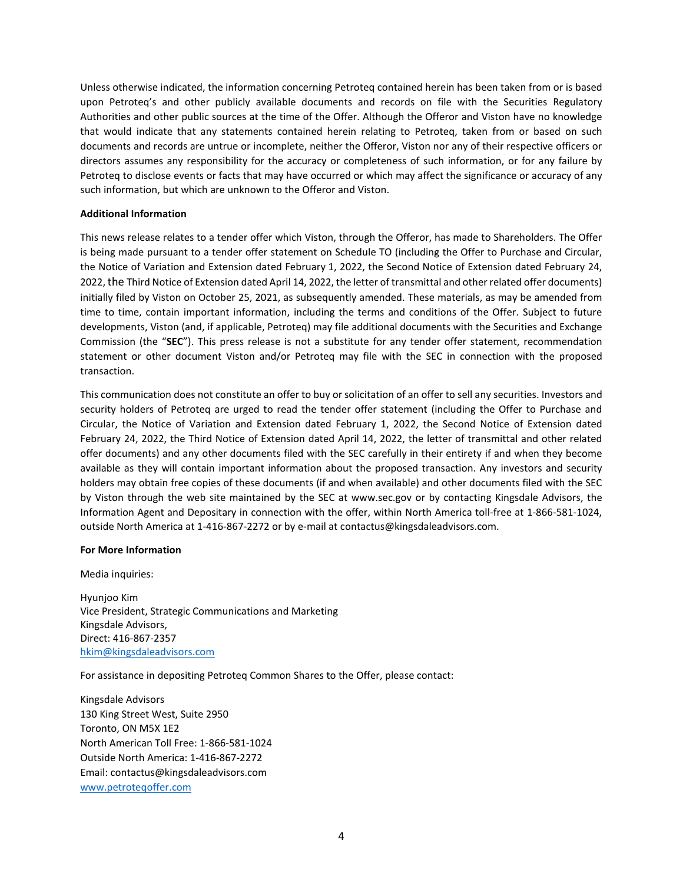Unless otherwise indicated, the information concerning Petroteq contained herein has been taken from or is based upon Petroteq's and other publicly available documents and records on file with the Securities Regulatory Authorities and other public sources at the time of the Offer. Although the Offeror and Viston have no knowledge that would indicate that any statements contained herein relating to Petroteq, taken from or based on such documents and records are untrue or incomplete, neither the Offeror, Viston nor any of their respective officers or directors assumes any responsibility for the accuracy or completeness of such information, or for any failure by Petroteq to disclose events or facts that may have occurred or which may affect the significance or accuracy of any such information, but which are unknown to the Offeror and Viston.

**Additional Information**

This news release relates to a tender offer which Viston, through the Offeror, has made to Shareholders. The Offer is being made pursuant to a tender offer statement on Schedule TO (including the Offer to Purchase and Circular, the Notice of Variation and Extension dated February 1, 2022, the Second Notice of Extension dated February 24, 2022, the Third Notice of Extension dated April 14, 2022, the letter of transmittal and other related offer documents) initially filed by Viston on October 25, 2021, as subsequently amended. These materials, as may be amended from time to time, contain important information, including the terms and conditions of the Offer. Subject to future developments, Viston (and, if applicable, Petroteq) may file additional documents with the Securities and Exchange Commission (the "**SEC**"). This press release is not a substitute for any tender offer statement, recommendation statement or other document Viston and/or Petroteq may file with the SEC in connection with the proposed transaction.

This communication does not constitute an offer to buy or solicitation of an offer to sell any securities. Investors and security holders of Petroteq are urged to read the tender offer statement (including the Offer to Purchase and Circular, the Notice of Variation and Extension dated February 1, 2022, the Second Notice of Extension dated February 24, 2022, the Third Notice of Extension dated April 14, 2022, the letter of transmittal and other related offer documents) and any other documents filed with the SEC carefully in their entirety if and when they become available as they will contain important information about the proposed transaction. Any investors and security holders may obtain free copies of these documents (if and when available) and other documents filed with the SEC by Viston through the web site maintained by the SEC at www.sec.gov or by contacting Kingsdale Advisors, the Information Agent and Depositary in connection with the offer, within North America toll-free at 1-866-581-1024, outside North America at 1-416-867-2272 or by e-mail at contactus@kingsdaleadvisors.com.

**For More Information**

Media inquiries:

Hyunjoo Kim
Vice President, Strategic Communications and Marketing
Kingsdale Advisors,
Direct: 416-867-2357
hkim@kingsdaleadvisors.com

For assistance in depositing Petroteq Common Shares to the Offer, please contact:

Kingsdale Advisors
130 King Street West, Suite 2950
Toronto, ON M5X 1E2
North American Toll Free: 1-866-581-1024
Outside North America: 1-416-867-2272
Email: contactus@kingsdaleadvisors.com
www.petroteqoffer.com